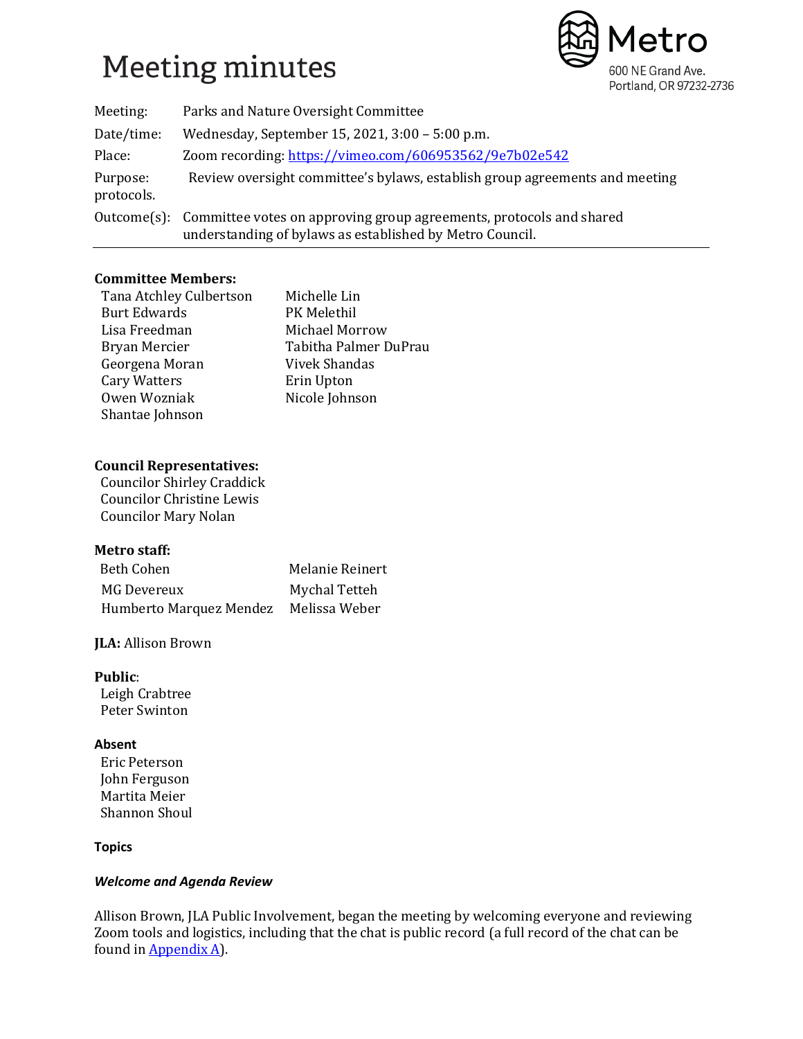# Meeting minutes

Metro
600 NE Grand Ave.
Portland, OR 97232-2736

| | |
|---|---|
| Meeting: | Parks and Nature Oversight Committee |
| Date/time: | Wednesday, September 15, 2021, 3:00 – 5:00 p.m. |
| Place: | Zoom recording: [https://vimeo.com/606953562/9e7b02e542](https://vimeo.com/606953562/9e7b02e542) |
| Purpose: | Review oversight committee's bylaws, establish group agreements and meeting protocols. |
| Outcome(s): | Committee votes on approving group agreements, protocols and shared understanding of bylaws as established by Metro Council. |

**Committee Members:**

Tana Atchley Culbertson
Burt Edwards
Lisa Freedman
Bryan Mercier
Georgena Moran
Cary Watters
Owen Wozniak
Shantae Johnson
Michelle Lin
PK Melethil
Michael Morrow
Tabitha Palmer DuPrau
Vivek Shandas
Erin Upton
Nicole Johnson

**Council Representatives:**

Councilor Shirley Craddick
Councilor Christine Lewis
Councilor Mary Nolan

**Metro staff:**

Beth Cohen
MG Devereux
Humberto Marquez Mendez
Melanie Reinert
Mychal Tetteh
Melissa Weber

**JLA:** Allison Brown

**Public**:

Leigh Crabtree
Peter Swinton

**Absent**

Eric Peterson
John Ferguson
Martita Meier
Shannon Shoul

**Topics**

***Welcome and Agenda Review***

Allison Brown, JLA Public Involvement, began the meeting by welcoming everyone and reviewing Zoom tools and logistics, including that the chat is public record (a full record of the chat can be found in Appendix A).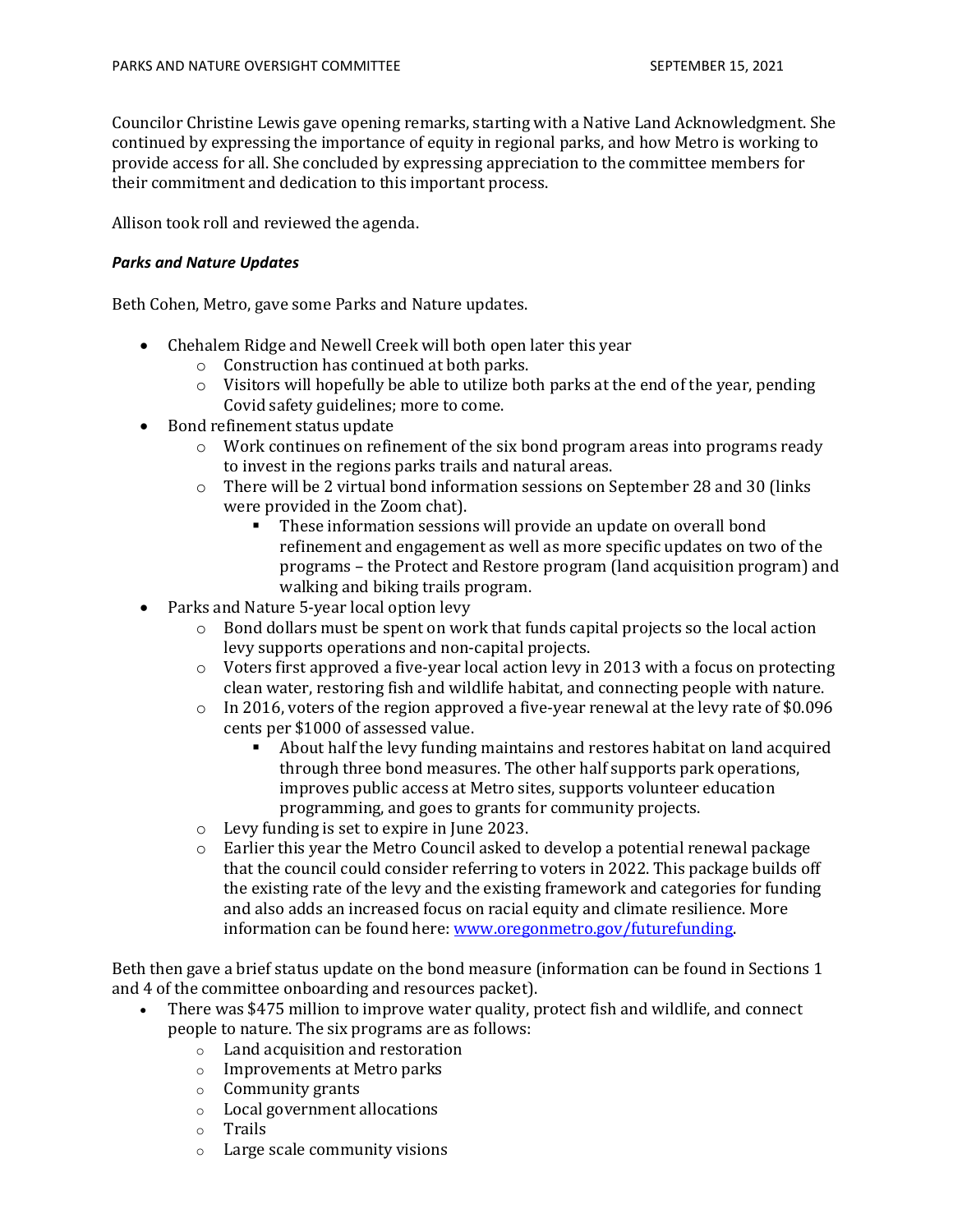Councilor Christine Lewis gave opening remarks, starting with a Native Land Acknowledgment. She continued by expressing the importance of equity in regional parks, and how Metro is working to provide access for all. She concluded by expressing appreciation to the committee members for their commitment and dedication to this important process.

Allison took roll and reviewed the agenda.

***Parks and Nature Updates***

Beth Cohen, Metro, gave some Parks and Nature updates.

- Chehalem Ridge and Newell Creek will both open later this year
  - Construction has continued at both parks.
  - Visitors will hopefully be able to utilize both parks at the end of the year, pending Covid safety guidelines; more to come.
- Bond refinement status update
  - Work continues on refinement of the six bond program areas into programs ready to invest in the regions parks trails and natural areas.
  - There will be 2 virtual bond information sessions on September 28 and 30 (links were provided in the Zoom chat).
    - These information sessions will provide an update on overall bond refinement and engagement as well as more specific updates on two of the programs – the Protect and Restore program (land acquisition program) and walking and biking trails program.
- Parks and Nature 5-year local option levy
  - Bond dollars must be spent on work that funds capital projects so the local action levy supports operations and non-capital projects.
  - Voters first approved a five-year local action levy in 2013 with a focus on protecting clean water, restoring fish and wildlife habitat, and connecting people with nature.
  - In 2016, voters of the region approved a five-year renewal at the levy rate of $0.096 cents per $1000 of assessed value.
    - About half the levy funding maintains and restores habitat on land acquired through three bond measures. The other half supports park operations, improves public access at Metro sites, supports volunteer education programming, and goes to grants for community projects.
  - Levy funding is set to expire in June 2023.
  - Earlier this year the Metro Council asked to develop a potential renewal package that the council could consider referring to voters in 2022. This package builds off the existing rate of the levy and the existing framework and categories for funding and also adds an increased focus on racial equity and climate resilience. More information can be found here: [www.oregonmetro.gov/futurefunding](www.oregonmetro.gov/futurefunding).

Beth then gave a brief status update on the bond measure (information can be found in Sections 1 and 4 of the committee onboarding and resources packet).

- There was $475 million to improve water quality, protect fish and wildlife, and connect people to nature. The six programs are as follows:
  - Land acquisition and restoration
  - Improvements at Metro parks
  - Community grants
  - Local government allocations
  - Trails
  - Large scale community visions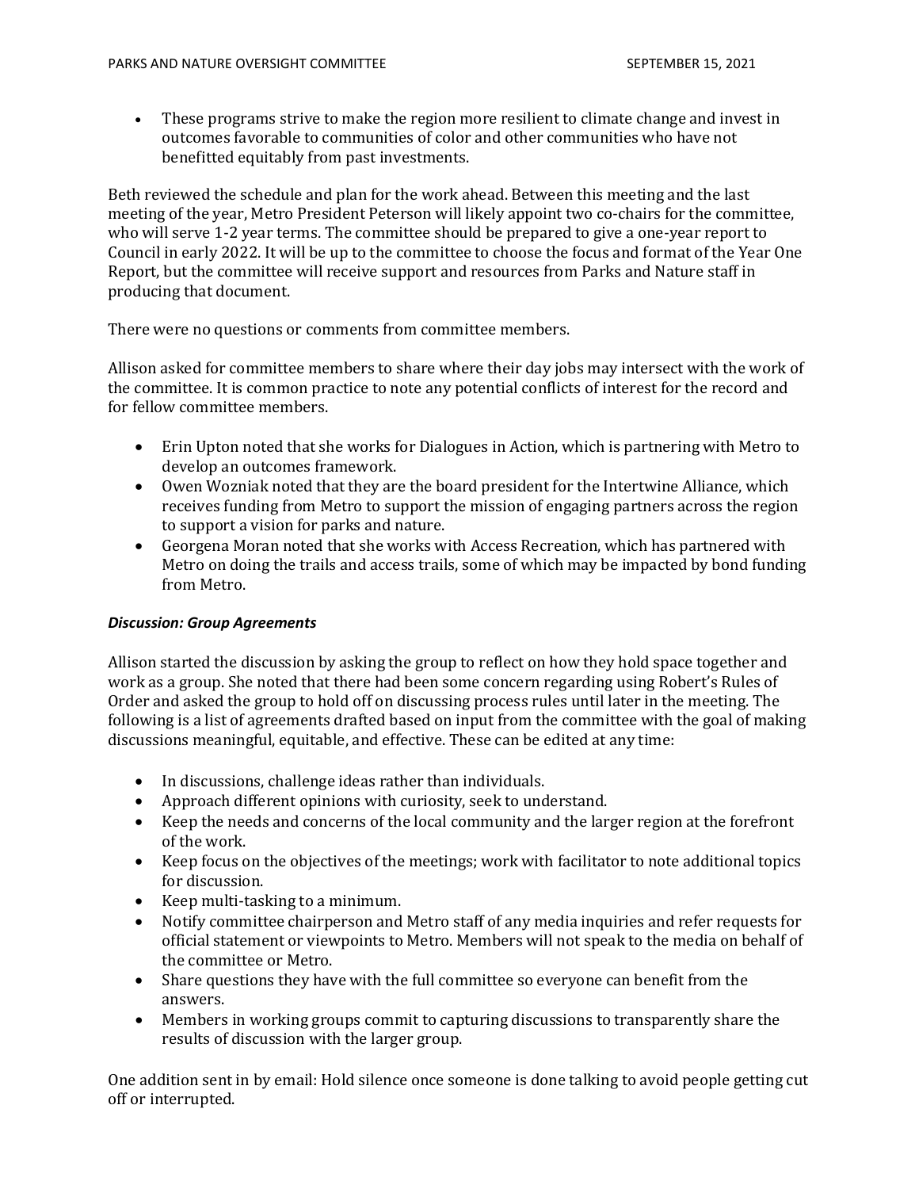- These programs strive to make the region more resilient to climate change and invest in outcomes favorable to communities of color and other communities who have not benefitted equitably from past investments.

Beth reviewed the schedule and plan for the work ahead. Between this meeting and the last meeting of the year, Metro President Peterson will likely appoint two co-chairs for the committee, who will serve 1-2 year terms. The committee should be prepared to give a one-year report to Council in early 2022. It will be up to the committee to choose the focus and format of the Year One Report, but the committee will receive support and resources from Parks and Nature staff in producing that document.

There were no questions or comments from committee members.

Allison asked for committee members to share where their day jobs may intersect with the work of the committee. It is common practice to note any potential conflicts of interest for the record and for fellow committee members.

- Erin Upton noted that she works for Dialogues in Action, which is partnering with Metro to develop an outcomes framework.
- Owen Wozniak noted that they are the board president for the Intertwine Alliance, which receives funding from Metro to support the mission of engaging partners across the region to support a vision for parks and nature.
- Georgena Moran noted that she works with Access Recreation, which has partnered with Metro on doing the trails and access trails, some of which may be impacted by bond funding from Metro.

***Discussion: Group Agreements***

Allison started the discussion by asking the group to reflect on how they hold space together and work as a group. She noted that there had been some concern regarding using Robert's Rules of Order and asked the group to hold off on discussing process rules until later in the meeting. The following is a list of agreements drafted based on input from the committee with the goal of making discussions meaningful, equitable, and effective. These can be edited at any time:

- In discussions, challenge ideas rather than individuals.
- Approach different opinions with curiosity, seek to understand.
- Keep the needs and concerns of the local community and the larger region at the forefront of the work.
- Keep focus on the objectives of the meetings; work with facilitator to note additional topics for discussion.
- Keep multi-tasking to a minimum.
- Notify committee chairperson and Metro staff of any media inquiries and refer requests for official statement or viewpoints to Metro. Members will not speak to the media on behalf of the committee or Metro.
- Share questions they have with the full committee so everyone can benefit from the answers.
- Members in working groups commit to capturing discussions to transparently share the results of discussion with the larger group.

One addition sent in by email: Hold silence once someone is done talking to avoid people getting cut off or interrupted.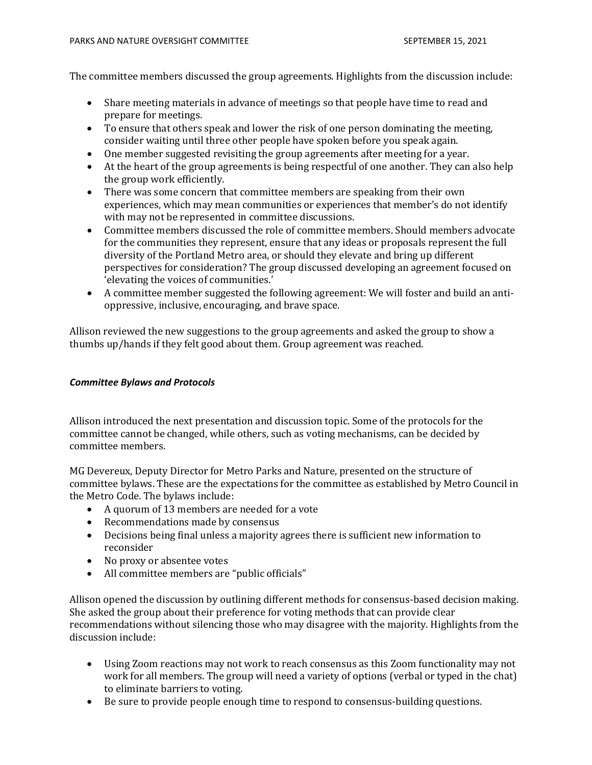The committee members discussed the group agreements. Highlights from the discussion include:

- Share meeting materials in advance of meetings so that people have time to read and prepare for meetings.
- To ensure that others speak and lower the risk of one person dominating the meeting, consider waiting until three other people have spoken before you speak again.
- One member suggested revisiting the group agreements after meeting for a year.
- At the heart of the group agreements is being respectful of one another. They can also help the group work efficiently.
- There was some concern that committee members are speaking from their own experiences, which may mean communities or experiences that member's do not identify with may not be represented in committee discussions.
- Committee members discussed the role of committee members. Should members advocate for the communities they represent, ensure that any ideas or proposals represent the full diversity of the Portland Metro area, or should they elevate and bring up different perspectives for consideration? The group discussed developing an agreement focused on 'elevating the voices of communities.'
- A committee member suggested the following agreement: We will foster and build an anti-oppressive, inclusive, encouraging, and brave space.

Allison reviewed the new suggestions to the group agreements and asked the group to show a thumbs up/hands if they felt good about them. Group agreement was reached.

***Committee Bylaws and Protocols***

Allison introduced the next presentation and discussion topic. Some of the protocols for the committee cannot be changed, while others, such as voting mechanisms, can be decided by committee members.

MG Devereux, Deputy Director for Metro Parks and Nature, presented on the structure of committee bylaws. These are the expectations for the committee as established by Metro Council in the Metro Code. The bylaws include:

- A quorum of 13 members are needed for a vote
- Recommendations made by consensus
- Decisions being final unless a majority agrees there is sufficient new information to reconsider
- No proxy or absentee votes
- All committee members are "public officials"

Allison opened the discussion by outlining different methods for consensus-based decision making. She asked the group about their preference for voting methods that can provide clear recommendations without silencing those who may disagree with the majority. Highlights from the discussion include:

- Using Zoom reactions may not work to reach consensus as this Zoom functionality may not work for all members. The group will need a variety of options (verbal or typed in the chat) to eliminate barriers to voting.
- Be sure to provide people enough time to respond to consensus-building questions.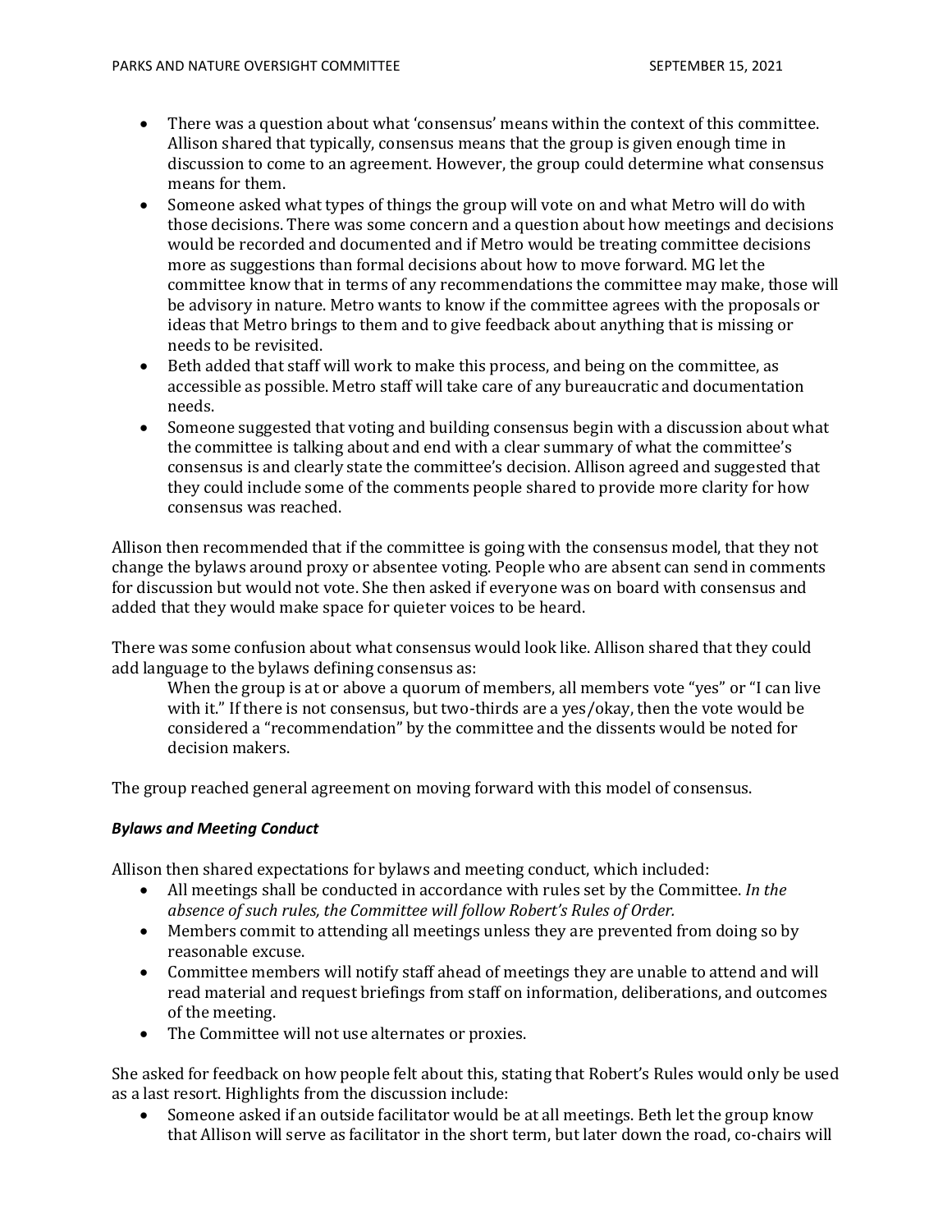- There was a question about what 'consensus' means within the context of this committee. Allison shared that typically, consensus means that the group is given enough time in discussion to come to an agreement. However, the group could determine what consensus means for them.
- Someone asked what types of things the group will vote on and what Metro will do with those decisions. There was some concern and a question about how meetings and decisions would be recorded and documented and if Metro would be treating committee decisions more as suggestions than formal decisions about how to move forward. MG let the committee know that in terms of any recommendations the committee may make, those will be advisory in nature. Metro wants to know if the committee agrees with the proposals or ideas that Metro brings to them and to give feedback about anything that is missing or needs to be revisited.
- Beth added that staff will work to make this process, and being on the committee, as accessible as possible. Metro staff will take care of any bureaucratic and documentation needs.
- Someone suggested that voting and building consensus begin with a discussion about what the committee is talking about and end with a clear summary of what the committee's consensus is and clearly state the committee's decision. Allison agreed and suggested that they could include some of the comments people shared to provide more clarity for how consensus was reached.

Allison then recommended that if the committee is going with the consensus model, that they not change the bylaws around proxy or absentee voting. People who are absent can send in comments for discussion but would not vote. She then asked if everyone was on board with consensus and added that they would make space for quieter voices to be heard.

There was some confusion about what consensus would look like. Allison shared that they could add language to the bylaws defining consensus as:

> When the group is at or above a quorum of members, all members vote "yes" or "I can live with it." If there is not consensus, but two-thirds are a yes/okay, then the vote would be considered a "recommendation" by the committee and the dissents would be noted for decision makers.

The group reached general agreement on moving forward with this model of consensus.

***Bylaws and Meeting Conduct***

Allison then shared expectations for bylaws and meeting conduct, which included:

- All meetings shall be conducted in accordance with rules set by the Committee. *In the absence of such rules, the Committee will follow Robert's Rules of Order.*
- Members commit to attending all meetings unless they are prevented from doing so by reasonable excuse.
- Committee members will notify staff ahead of meetings they are unable to attend and will read material and request briefings from staff on information, deliberations, and outcomes of the meeting.
- The Committee will not use alternates or proxies.

She asked for feedback on how people felt about this, stating that Robert's Rules would only be used as a last resort. Highlights from the discussion include:

- Someone asked if an outside facilitator would be at all meetings. Beth let the group know that Allison will serve as facilitator in the short term, but later down the road, co-chairs will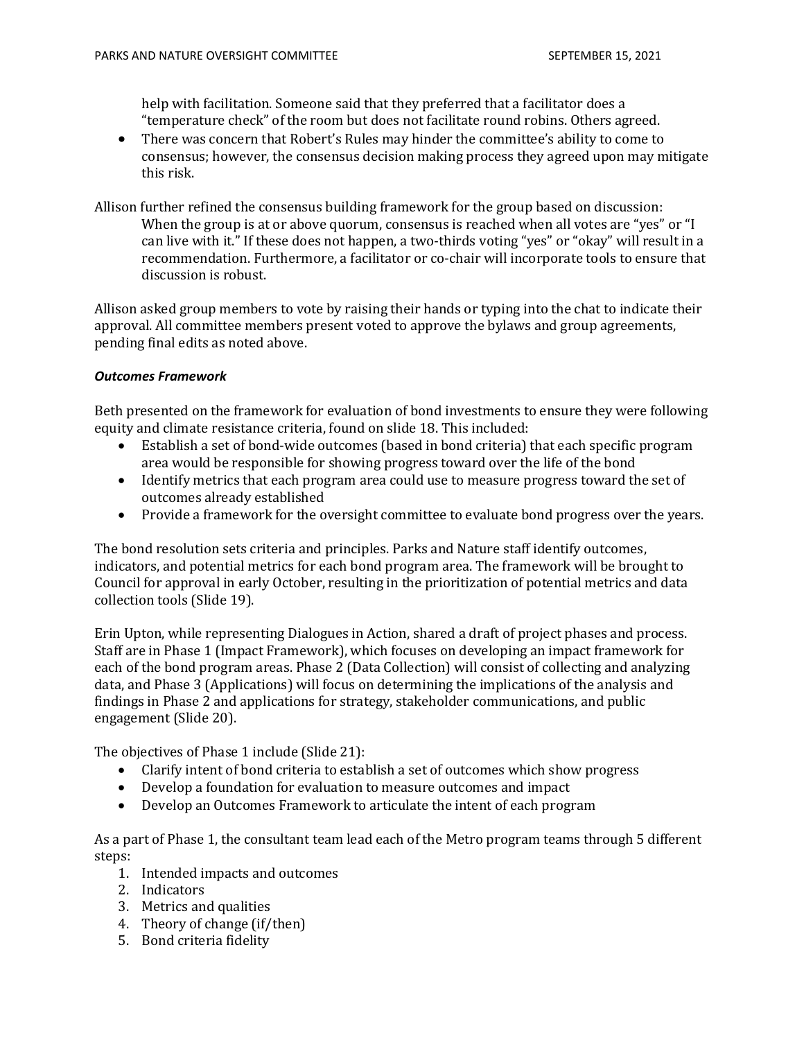help with facilitation. Someone said that they preferred that a facilitator does a "temperature check" of the room but does not facilitate round robins. Others agreed.

- There was concern that Robert's Rules may hinder the committee's ability to come to consensus; however, the consensus decision making process they agreed upon may mitigate this risk.

Allison further refined the consensus building framework for the group based on discussion:

> When the group is at or above quorum, consensus is reached when all votes are "yes" or "I can live with it." If these does not happen, a two-thirds voting "yes" or "okay" will result in a recommendation. Furthermore, a facilitator or co-chair will incorporate tools to ensure that discussion is robust.

Allison asked group members to vote by raising their hands or typing into the chat to indicate their approval. All committee members present voted to approve the bylaws and group agreements, pending final edits as noted above.

***Outcomes Framework***

Beth presented on the framework for evaluation of bond investments to ensure they were following equity and climate resistance criteria, found on slide 18. This included:

- Establish a set of bond-wide outcomes (based in bond criteria) that each specific program area would be responsible for showing progress toward over the life of the bond
- Identify metrics that each program area could use to measure progress toward the set of outcomes already established
- Provide a framework for the oversight committee to evaluate bond progress over the years.

The bond resolution sets criteria and principles. Parks and Nature staff identify outcomes, indicators, and potential metrics for each bond program area. The framework will be brought to Council for approval in early October, resulting in the prioritization of potential metrics and data collection tools (Slide 19).

Erin Upton, while representing Dialogues in Action, shared a draft of project phases and process. Staff are in Phase 1 (Impact Framework), which focuses on developing an impact framework for each of the bond program areas. Phase 2 (Data Collection) will consist of collecting and analyzing data, and Phase 3 (Applications) will focus on determining the implications of the analysis and findings in Phase 2 and applications for strategy, stakeholder communications, and public engagement (Slide 20).

The objectives of Phase 1 include (Slide 21):

- Clarify intent of bond criteria to establish a set of outcomes which show progress
- Develop a foundation for evaluation to measure outcomes and impact
- Develop an Outcomes Framework to articulate the intent of each program

As a part of Phase 1, the consultant team lead each of the Metro program teams through 5 different steps:

1. Intended impacts and outcomes
2. Indicators
3. Metrics and qualities
4. Theory of change (if/then)
5. Bond criteria fidelity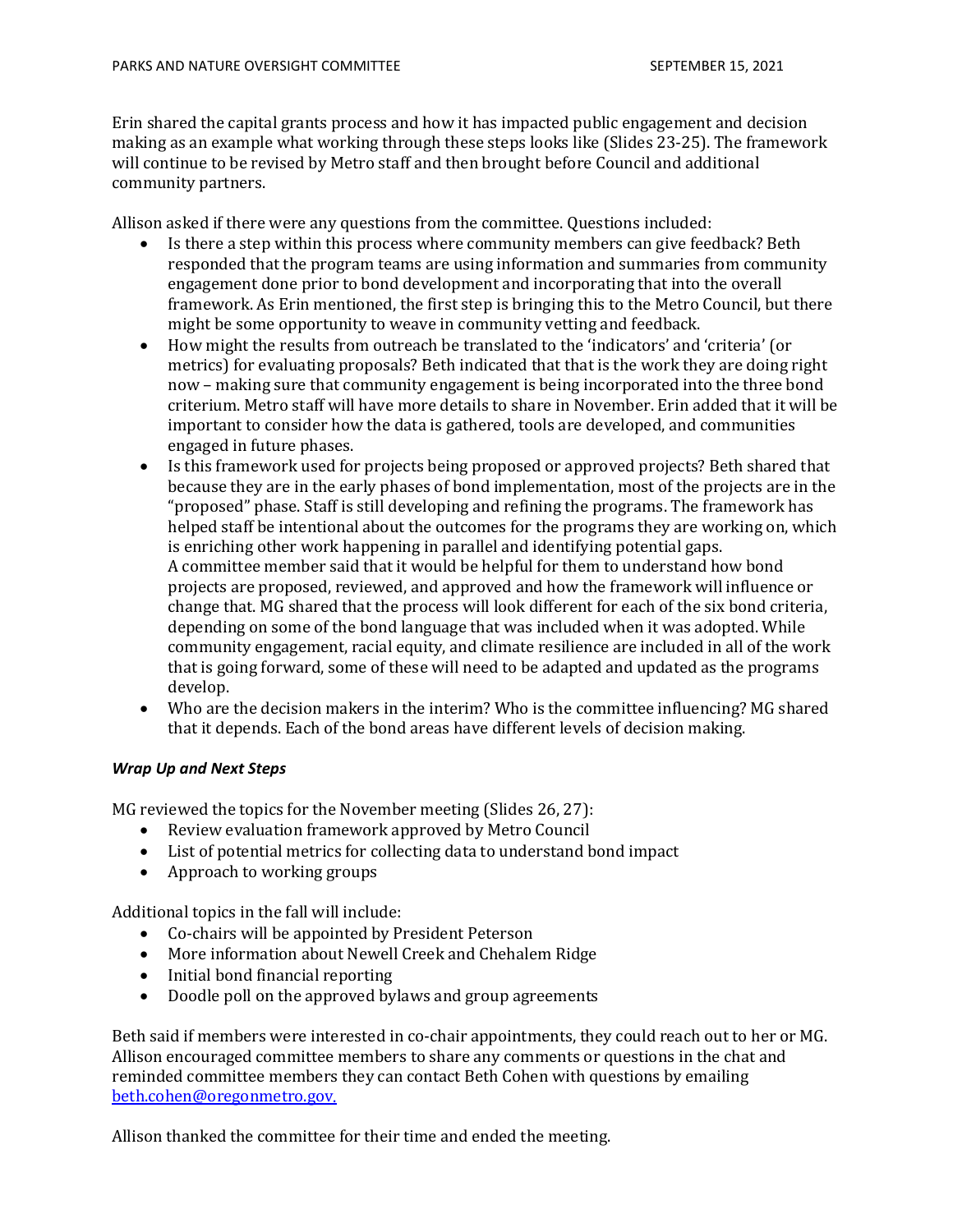Erin shared the capital grants process and how it has impacted public engagement and decision making as an example what working through these steps looks like (Slides 23-25). The framework will continue to be revised by Metro staff and then brought before Council and additional community partners.

Allison asked if there were any questions from the committee. Questions included:

- Is there a step within this process where community members can give feedback? Beth responded that the program teams are using information and summaries from community engagement done prior to bond development and incorporating that into the overall framework. As Erin mentioned, the first step is bringing this to the Metro Council, but there might be some opportunity to weave in community vetting and feedback.
- How might the results from outreach be translated to the 'indicators' and 'criteria' (or metrics) for evaluating proposals? Beth indicated that that is the work they are doing right now – making sure that community engagement is being incorporated into the three bond criterium. Metro staff will have more details to share in November. Erin added that it will be important to consider how the data is gathered, tools are developed, and communities engaged in future phases.
- Is this framework used for projects being proposed or approved projects? Beth shared that because they are in the early phases of bond implementation, most of the projects are in the "proposed" phase. Staff is still developing and refining the programs. The framework has helped staff be intentional about the outcomes for the programs they are working on, which is enriching other work happening in parallel and identifying potential gaps.
  A committee member said that it would be helpful for them to understand how bond projects are proposed, reviewed, and approved and how the framework will influence or change that. MG shared that the process will look different for each of the six bond criteria, depending on some of the bond language that was included when it was adopted. While community engagement, racial equity, and climate resilience are included in all of the work that is going forward, some of these will need to be adapted and updated as the programs develop.
- Who are the decision makers in the interim? Who is the committee influencing? MG shared that it depends. Each of the bond areas have different levels of decision making.

### *Wrap Up and Next Steps*

MG reviewed the topics for the November meeting (Slides 26, 27):

- Review evaluation framework approved by Metro Council
- List of potential metrics for collecting data to understand bond impact
- Approach to working groups

Additional topics in the fall will include:

- Co-chairs will be appointed by President Peterson
- More information about Newell Creek and Chehalem Ridge
- Initial bond financial reporting
- Doodle poll on the approved bylaws and group agreements

Beth said if members were interested in co-chair appointments, they could reach out to her or MG. Allison encouraged committee members to share any comments or questions in the chat and reminded committee members they can contact Beth Cohen with questions by emailing [beth.cohen@oregonmetro.gov.](mailto:beth.cohen@oregonmetro.gov)

Allison thanked the committee for their time and ended the meeting.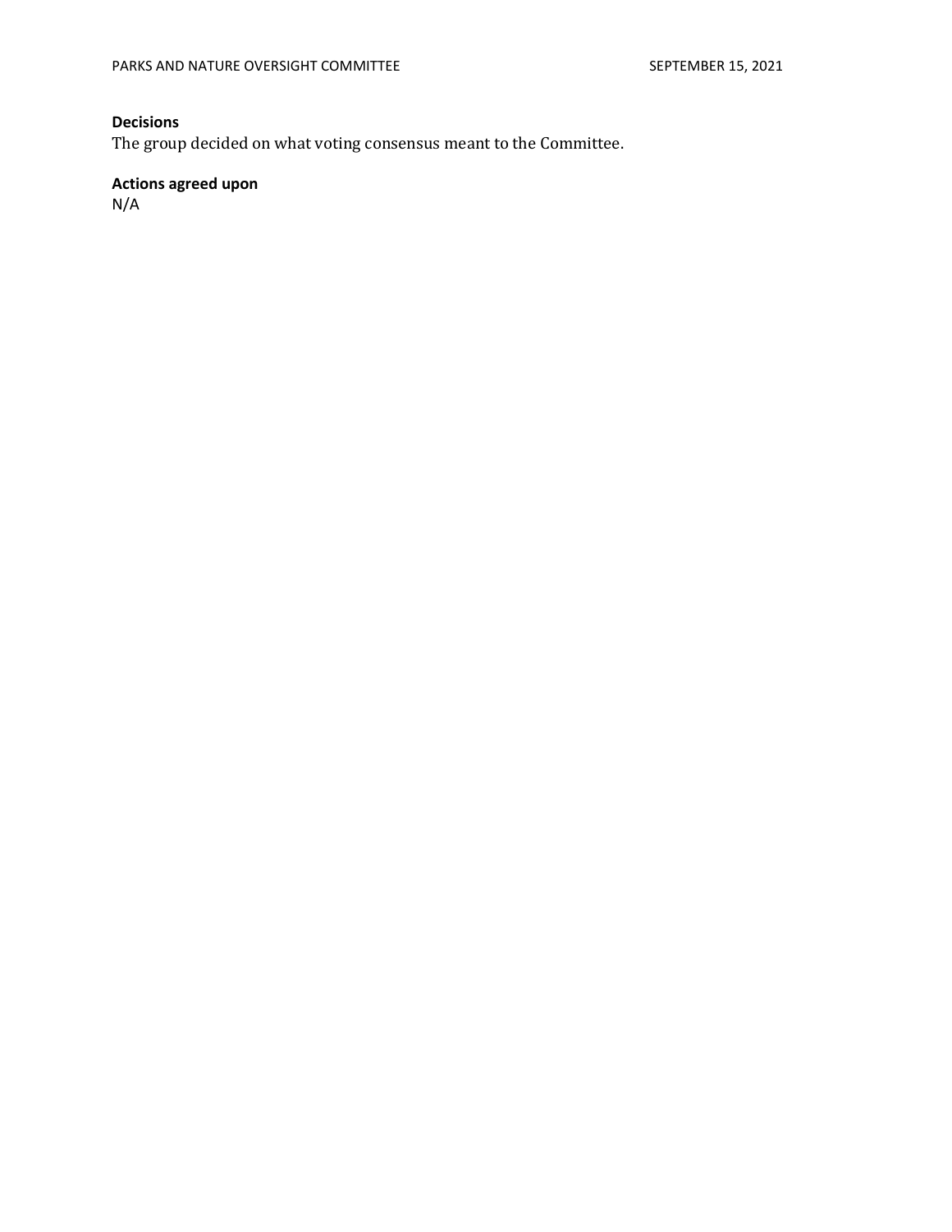**Decisions**

The group decided on what voting consensus meant to the Committee.

**Actions agreed upon**

N/A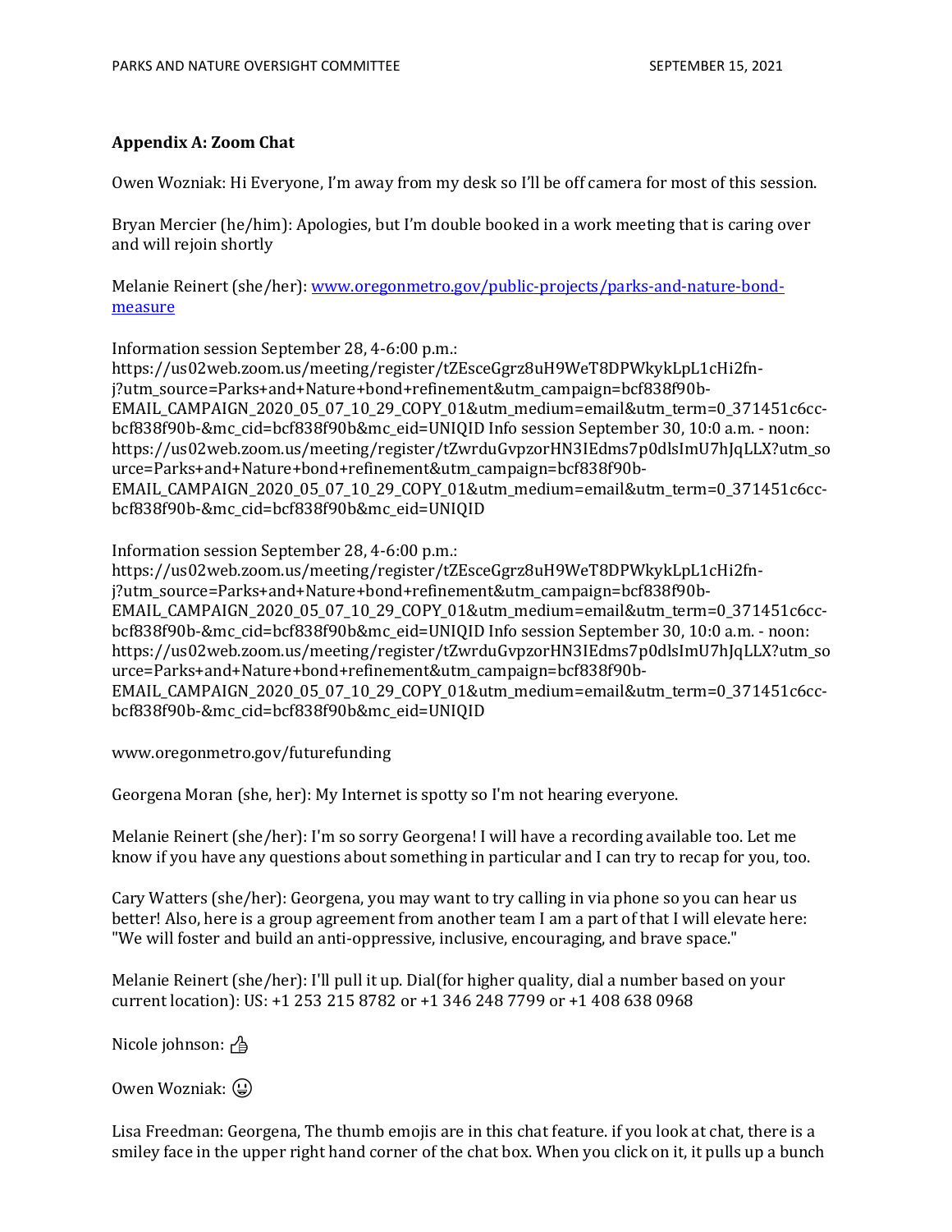## Appendix A: Zoom Chat

Owen Wozniak: Hi Everyone, I'm away from my desk so I'll be off camera for most of this session.

Bryan Mercier (he/him): Apologies, but I'm double booked in a work meeting that is caring over and will rejoin shortly

Melanie Reinert (she/her): [www.oregonmetro.gov/public-projects/parks-and-nature-bond-measure](www.oregonmetro.gov/public-projects/parks-and-nature-bond-measure)

Information session September 28, 4-6:00 p.m.: https://us02web.zoom.us/meeting/register/tZEsceGgrz8uH9WeT8DPWkykLpL1cHi2fn-j?utm_source=Parks+and+Nature+bond+refinement&utm_campaign=bcf838f90b-EMAIL_CAMPAIGN_2020_05_07_10_29_COPY_01&utm_medium=email&utm_term=0_371451c6cc-bcf838f90b-&mc_cid=bcf838f90b&mc_eid=UNIQID Info session September 30, 10:0 a.m. - noon: https://us02web.zoom.us/meeting/register/tZwrduGvpzorHN3IEdms7p0dlsImU7hJqLLX?utm_source=Parks+and+Nature+bond+refinement&utm_campaign=bcf838f90b-EMAIL_CAMPAIGN_2020_05_07_10_29_COPY_01&utm_medium=email&utm_term=0_371451c6cc-bcf838f90b-&mc_cid=bcf838f90b&mc_eid=UNIQID

Information session September 28, 4-6:00 p.m.: https://us02web.zoom.us/meeting/register/tZEsceGgrz8uH9WeT8DPWkykLpL1cHi2fn-j?utm_source=Parks+and+Nature+bond+refinement&utm_campaign=bcf838f90b-EMAIL_CAMPAIGN_2020_05_07_10_29_COPY_01&utm_medium=email&utm_term=0_371451c6cc-bcf838f90b-&mc_cid=bcf838f90b&mc_eid=UNIQID Info session September 30, 10:0 a.m. - noon: https://us02web.zoom.us/meeting/register/tZwrduGvpzorHN3IEdms7p0dlsImU7hJqLLX?utm_source=Parks+and+Nature+bond+refinement&utm_campaign=bcf838f90b-EMAIL_CAMPAIGN_2020_05_07_10_29_COPY_01&utm_medium=email&utm_term=0_371451c6cc-bcf838f90b-&mc_cid=bcf838f90b&mc_eid=UNIQID

www.oregonmetro.gov/futurefunding

Georgena Moran (she, her): My Internet is spotty so I'm not hearing everyone.

Melanie Reinert (she/her): I'm so sorry Georgena! I will have a recording available too. Let me know if you have any questions about something in particular and I can try to recap for you, too.

Cary Watters (she/her): Georgena, you may want to try calling in via phone so you can hear us better! Also, here is a group agreement from another team I am a part of that I will elevate here: "We will foster and build an anti-oppressive, inclusive, encouraging, and brave space."

Melanie Reinert (she/her): I'll pull it up. Dial(for higher quality, dial a number based on your current location): US: +1 253 215 8782 or +1 346 248 7799 or +1 408 638 0968

Nicole johnson: 👍

Owen Wozniak: 😃

Lisa Freedman: Georgena, The thumb emojis are in this chat feature. if you look at chat, there is a smiley face in the upper right hand corner of the chat box. When you click on it, it pulls up a bunch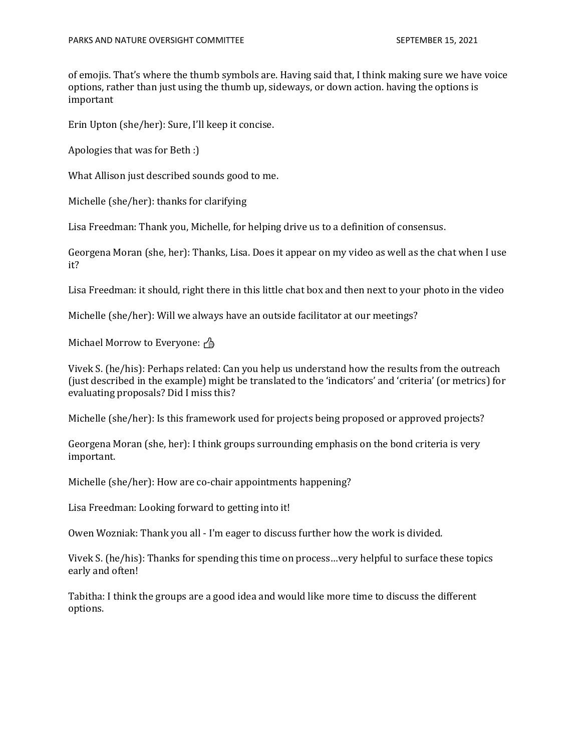of emojis. That's where the thumb symbols are. Having said that, I think making sure we have voice options, rather than just using the thumb up, sideways, or down action. having the options is important

Erin Upton (she/her): Sure, I'll keep it concise.

Apologies that was for Beth :)

What Allison just described sounds good to me.

Michelle (she/her): thanks for clarifying

Lisa Freedman: Thank you, Michelle, for helping drive us to a definition of consensus.

Georgena Moran (she, her): Thanks, Lisa. Does it appear on my video as well as the chat when I use it?

Lisa Freedman: it should, right there in this little chat box and then next to your photo in the video

Michelle (she/her): Will we always have an outside facilitator at our meetings?

Michael Morrow to Everyone: 👍

Vivek S. (he/his): Perhaps related: Can you help us understand how the results from the outreach (just described in the example) might be translated to the 'indicators' and 'criteria' (or metrics) for evaluating proposals? Did I miss this?

Michelle (she/her): Is this framework used for projects being proposed or approved projects?

Georgena Moran (she, her): I think groups surrounding emphasis on the bond criteria is very important.

Michelle (she/her): How are co-chair appointments happening?

Lisa Freedman: Looking forward to getting into it!

Owen Wozniak: Thank you all - I'm eager to discuss further how the work is divided.

Vivek S. (he/his): Thanks for spending this time on process…very helpful to surface these topics early and often!

Tabitha: I think the groups are a good idea and would like more time to discuss the different options.